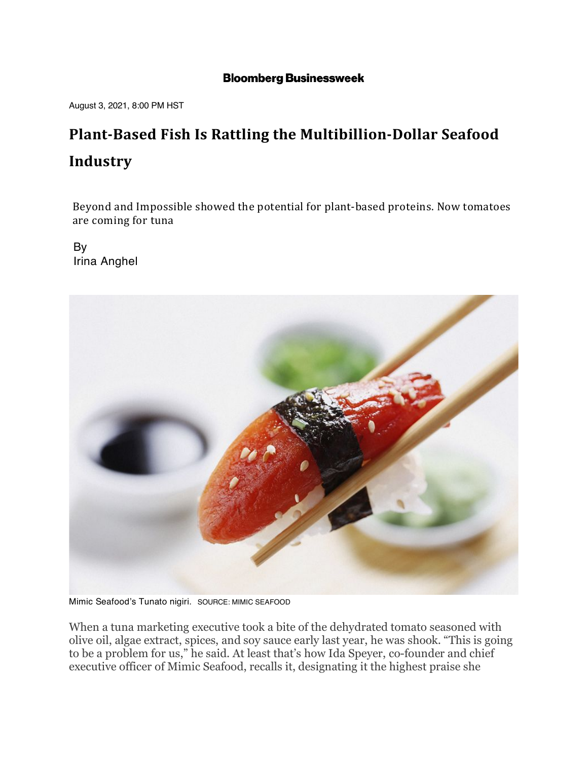**Bloomberg Businessweek**

August 3, 2021, 8:00 PM HST

# Plant-Based Fish Is Rattling the Multibillion-Dollar Seafood Industry

Beyond and Impossible showed the potential for plant-based proteins. Now tomatoes are coming for tuna

By
Irina Anghel

Mimic Seafood's Tunato nigiri. SOURCE: MIMIC SEAFOOD

When a tuna marketing executive took a bite of the dehydrated tomato seasoned with olive oil, algae extract, spices, and soy sauce early last year, he was shook. "This is going to be a problem for us," he said. At least that's how Ida Speyer, co-founder and chief executive officer of Mimic Seafood, recalls it, designating it the highest praise she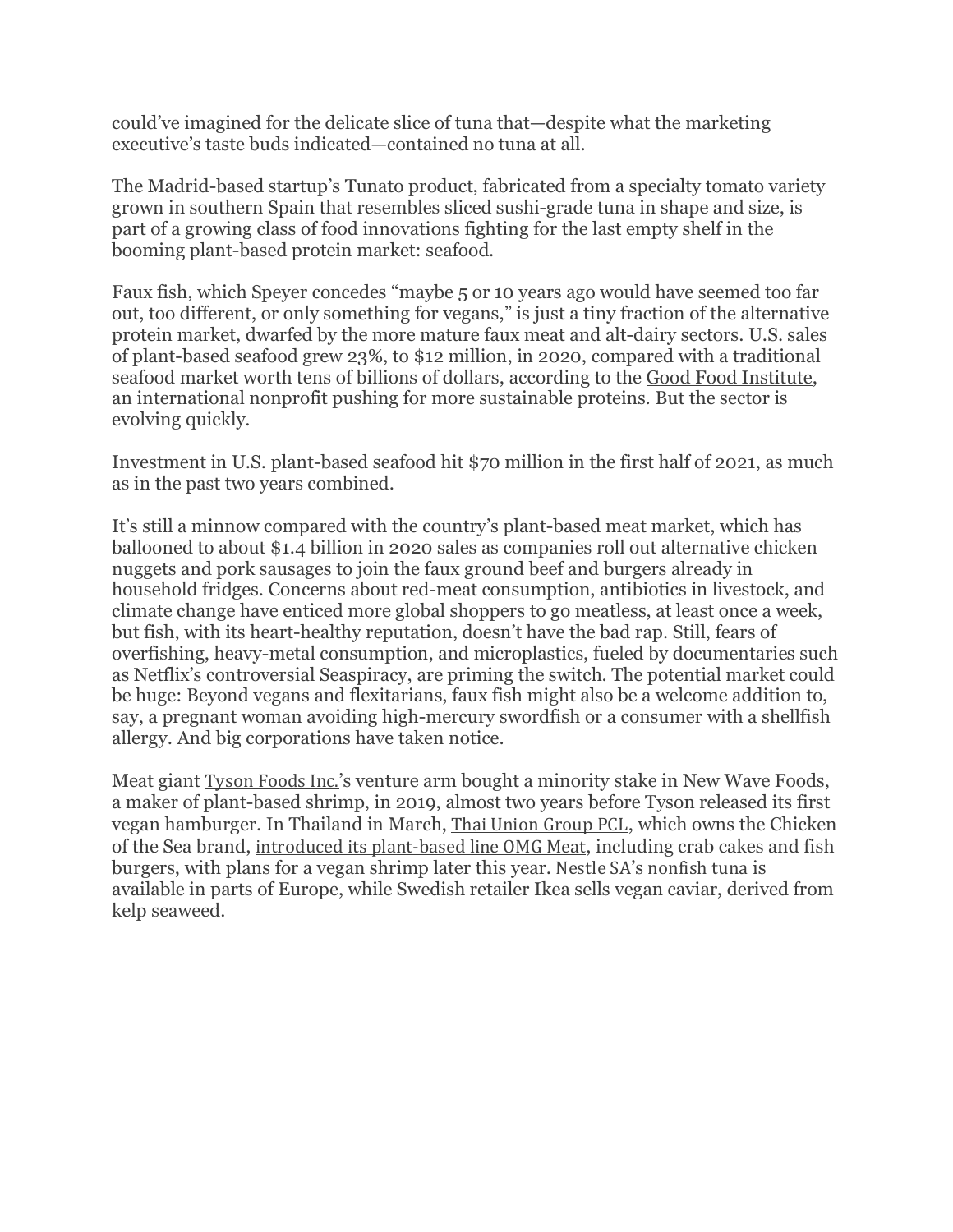could've imagined for the delicate slice of tuna that—despite what the marketing executive's taste buds indicated—contained no tuna at all.

The Madrid-based startup's Tunato product, fabricated from a specialty tomato variety grown in southern Spain that resembles sliced sushi-grade tuna in shape and size, is part of a growing class of food innovations fighting for the last empty shelf in the booming plant-based protein market: seafood.

Faux fish, which Speyer concedes "maybe 5 or 10 years ago would have seemed too far out, too different, or only something for vegans," is just a tiny fraction of the alternative protein market, dwarfed by the more mature faux meat and alt-dairy sectors. U.S. sales of plant-based seafood grew 23%, to $12 million, in 2020, compared with a traditional seafood market worth tens of billions of dollars, according to the Good Food Institute, an international nonprofit pushing for more sustainable proteins. But the sector is evolving quickly.

Investment in U.S. plant-based seafood hit $70 million in the first half of 2021, as much as in the past two years combined.

It's still a minnow compared with the country's plant-based meat market, which has ballooned to about $1.4 billion in 2020 sales as companies roll out alternative chicken nuggets and pork sausages to join the faux ground beef and burgers already in household fridges. Concerns about red-meat consumption, antibiotics in livestock, and climate change have enticed more global shoppers to go meatless, at least once a week, but fish, with its heart-healthy reputation, doesn't have the bad rap. Still, fears of overfishing, heavy-metal consumption, and microplastics, fueled by documentaries such as Netflix's controversial Seaspiracy, are priming the switch. The potential market could be huge: Beyond vegans and flexitarians, faux fish might also be a welcome addition to, say, a pregnant woman avoiding high-mercury swordfish or a consumer with a shellfish allergy. And big corporations have taken notice.

Meat giant Tyson Foods Inc.'s venture arm bought a minority stake in New Wave Foods, a maker of plant-based shrimp, in 2019, almost two years before Tyson released its first vegan hamburger. In Thailand in March, Thai Union Group PCL, which owns the Chicken of the Sea brand, introduced its plant-based line OMG Meat, including crab cakes and fish burgers, with plans for a vegan shrimp later this year. Nestle SA's nonfish tuna is available in parts of Europe, while Swedish retailer Ikea sells vegan caviar, derived from kelp seaweed.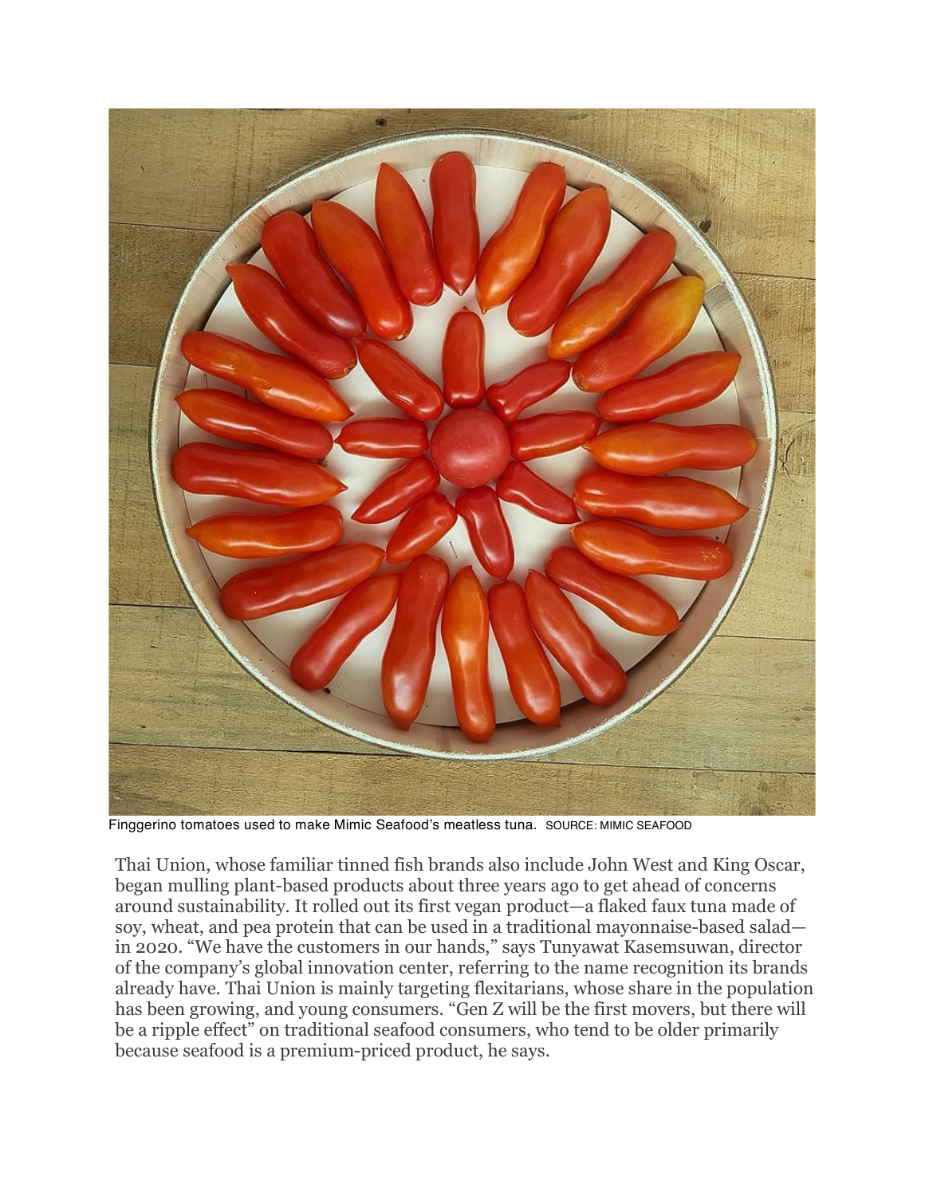Finggerino tomatoes used to make Mimic Seafood's meatless tuna. SOURCE: MIMIC SEAFOOD

Thai Union, whose familiar tinned fish brands also include John West and King Oscar, began mulling plant-based products about three years ago to get ahead of concerns around sustainability. It rolled out its first vegan product—a flaked faux tuna made of soy, wheat, and pea protein that can be used in a traditional mayonnaise-based salad—in 2020. "We have the customers in our hands," says Tunyawat Kasemsuwan, director of the company's global innovation center, referring to the name recognition its brands already have. Thai Union is mainly targeting flexitarians, whose share in the population has been growing, and young consumers. "Gen Z will be the first movers, but there will be a ripple effect" on traditional seafood consumers, who tend to be older primarily because seafood is a premium-priced product, he says.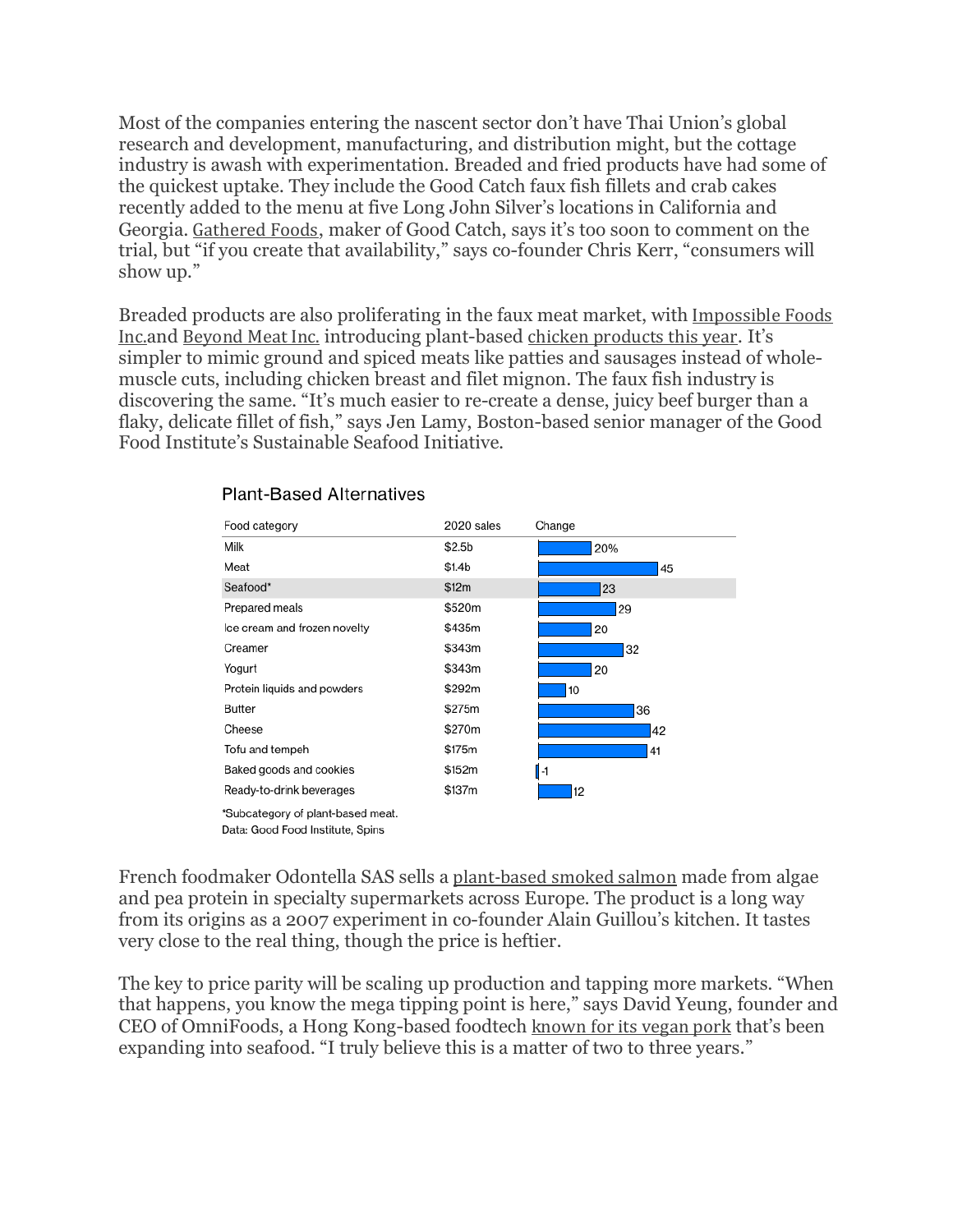Most of the companies entering the nascent sector don't have Thai Union's global research and development, manufacturing, and distribution might, but the cottage industry is awash with experimentation. Breaded and fried products have had some of the quickest uptake. They include the Good Catch faux fish fillets and crab cakes recently added to the menu at five Long John Silver's locations in California and Georgia. Gathered Foods, maker of Good Catch, says it's too soon to comment on the trial, but "if you create that availability," says co-founder Chris Kerr, "consumers will show up."

Breaded products are also proliferating in the faux meat market, with Impossible Foods Inc.and Beyond Meat Inc. introducing plant-based chicken products this year. It's simpler to mimic ground and spiced meats like patties and sausages instead of whole-muscle cuts, including chicken breast and filet mignon. The faux fish industry is discovering the same. "It's much easier to re-create a dense, juicy beef burger than a flaky, delicate fillet of fish," says Jen Lamy, Boston-based senior manager of the Good Food Institute's Sustainable Seafood Initiative.

**Plant-Based Alternatives**

| Food category | 2020 sales | Change |
|---|---|---|
| Milk | $2.5b | 20% |
| Meat | $1.4b | 45 |
| Seafood* | $12m | 23 |
| Prepared meals | $520m | 29 |
| Ice cream and frozen novelty | $435m | 20 |
| Creamer | $343m | 32 |
| Yogurt | $343m | 20 |
| Protein liquids and powders | $292m | 10 |
| Butter | $275m | 36 |
| Cheese | $270m | 42 |
| Tofu and tempeh | $175m | 41 |
| Baked goods and cookies | $152m | -1 |
| Ready-to-drink beverages | $137m | 12 |

*Subcategory of plant-based meat.
Data: Good Food Institute, Spins

French foodmaker Odontella SAS sells a plant-based smoked salmon made from algae and pea protein in specialty supermarkets across Europe. The product is a long way from its origins as a 2007 experiment in co-founder Alain Guillou's kitchen. It tastes very close to the real thing, though the price is heftier.

The key to price parity will be scaling up production and tapping more markets. "When that happens, you know the mega tipping point is here," says David Yeung, founder and CEO of OmniFoods, a Hong Kong-based foodtech known for its vegan pork that's been expanding into seafood. "I truly believe this is a matter of two to three years."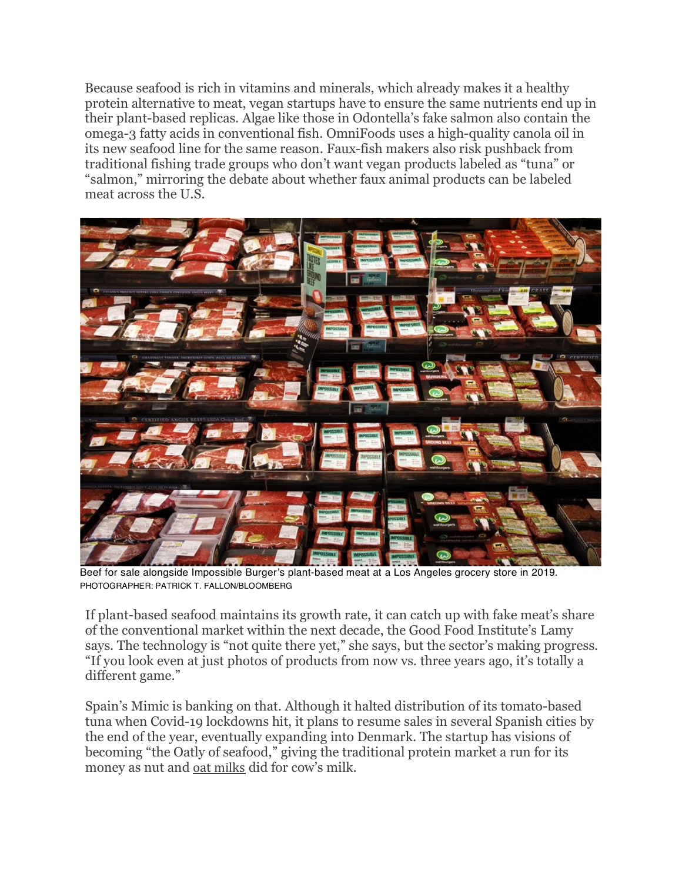Because seafood is rich in vitamins and minerals, which already makes it a healthy protein alternative to meat, vegan startups have to ensure the same nutrients end up in their plant-based replicas. Algae like those in Odontella's fake salmon also contain the omega-3 fatty acids in conventional fish. OmniFoods uses a high-quality canola oil in its new seafood line for the same reason. Faux-fish makers also risk pushback from traditional fishing trade groups who don't want vegan products labeled as "tuna" or "salmon," mirroring the debate about whether faux animal products can be labeled meat across the U.S.

Beef for sale alongside Impossible Burger's plant-based meat at a Los Angeles grocery store in 2019.
PHOTOGRAPHER: PATRICK T. FALLON/BLOOMBERG

If plant-based seafood maintains its growth rate, it can catch up with fake meat's share of the conventional market within the next decade, the Good Food Institute's Lamy says. The technology is "not quite there yet," she says, but the sector's making progress. "If you look even at just photos of products from now vs. three years ago, it's totally a different game."

Spain's Mimic is banking on that. Although it halted distribution of its tomato-based tuna when Covid-19 lockdowns hit, it plans to resume sales in several Spanish cities by the end of the year, eventually expanding into Denmark. The startup has visions of becoming "the Oatly of seafood," giving the traditional protein market a run for its money as nut and oat milks did for cow's milk.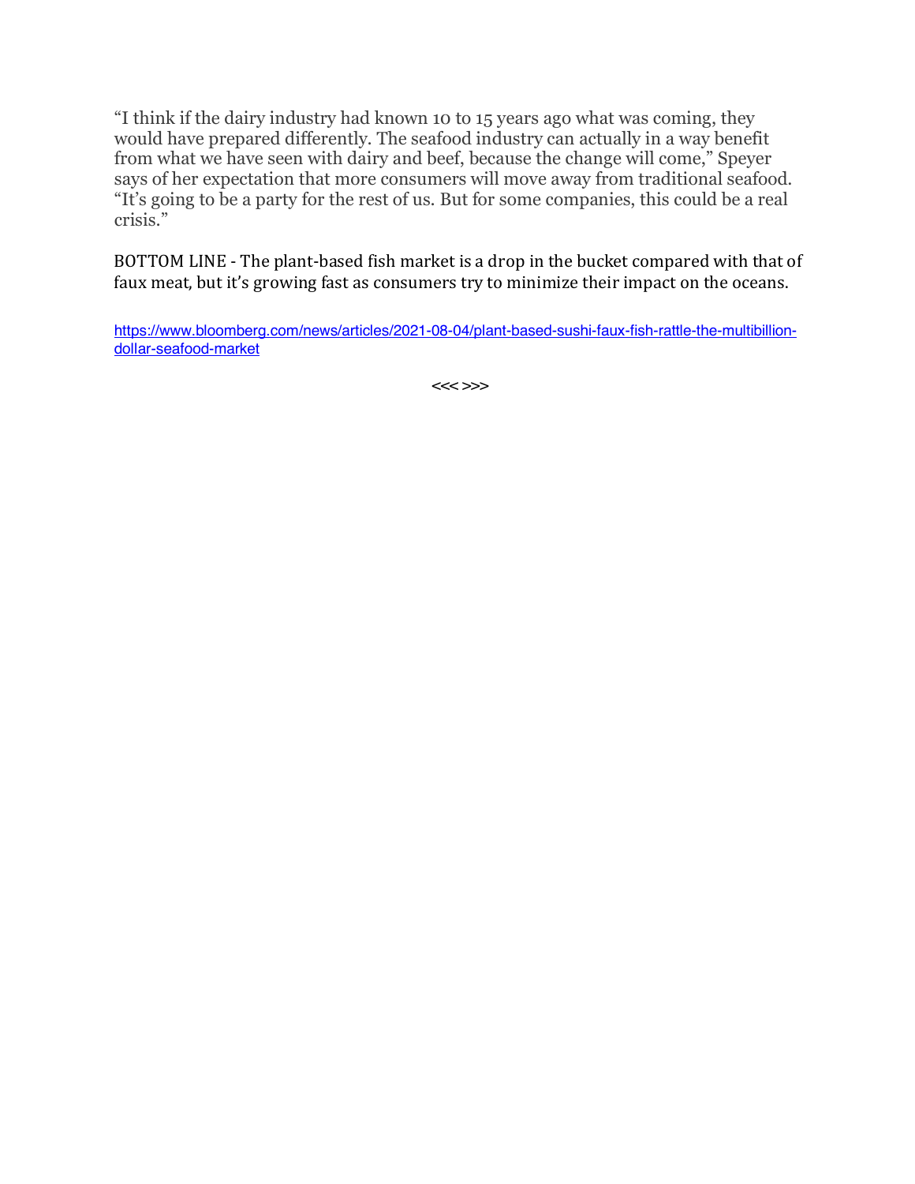"I think if the dairy industry had known 10 to 15 years ago what was coming, they would have prepared differently. The seafood industry can actually in a way benefit from what we have seen with dairy and beef, because the change will come," Speyer says of her expectation that more consumers will move away from traditional seafood. "It's going to be a party for the rest of us. But for some companies, this could be a real crisis."

BOTTOM LINE - The plant-based fish market is a drop in the bucket compared with that of faux meat, but it's growing fast as consumers try to minimize their impact on the oceans.

https://www.bloomberg.com/news/articles/2021-08-04/plant-based-sushi-faux-fish-rattle-the-multibillion-dollar-seafood-market

<<< >>>